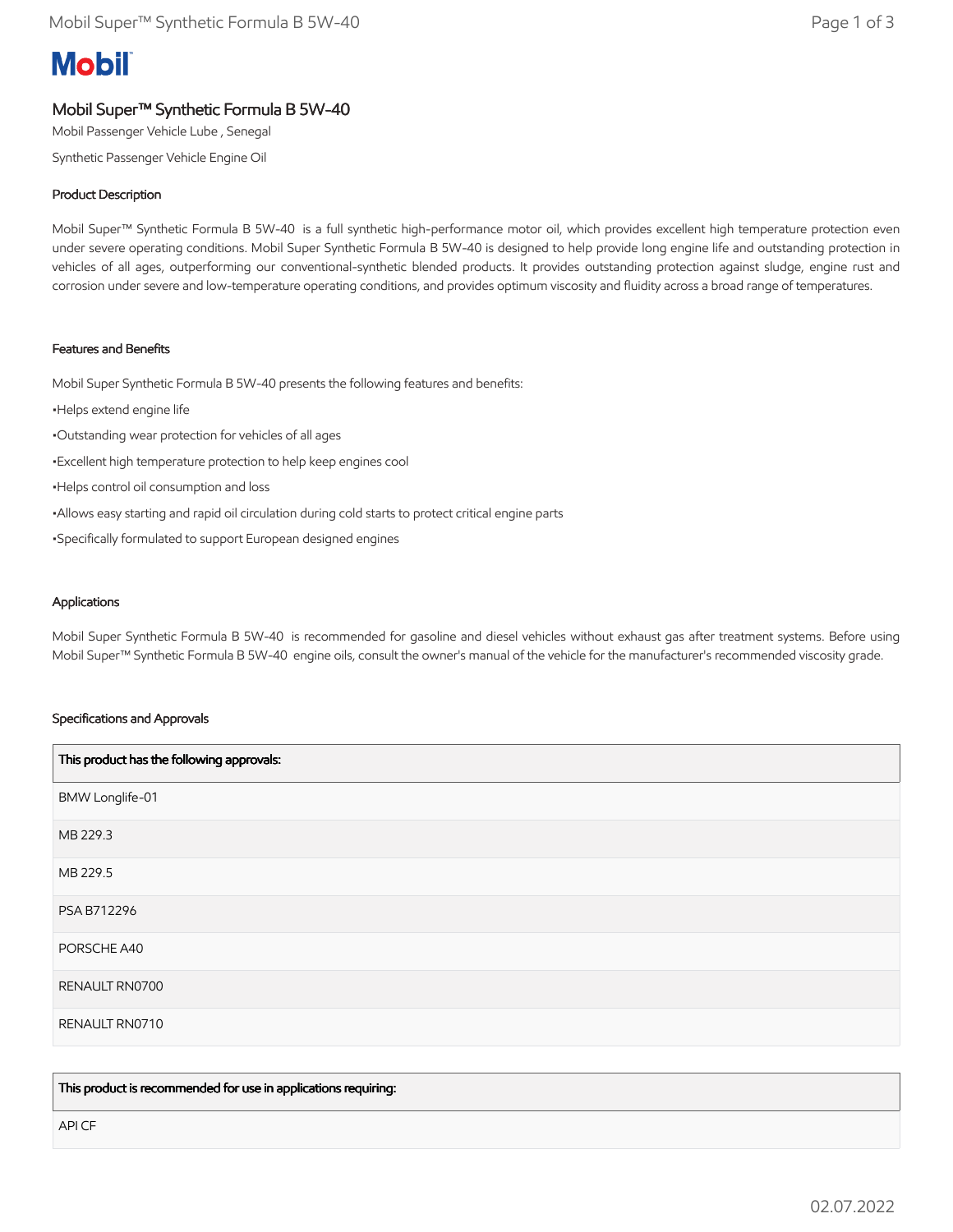# Mobil

## Mobil Super™ Synthetic Formula B 5W-40

Mobil Passenger Vehicle Lube , Senegal

Synthetic Passenger Vehicle Engine Oil

### Product Description

Mobil Super™ Synthetic Formula B 5W-40 is a full synthetic high-performance motor oil, which provides excellent high temperature protection even under severe operating conditions. Mobil Super Synthetic Formula B 5W-40 is designed to help provide long engine life and outstanding protection in vehicles of all ages, outperforming our conventional-synthetic blended products. It provides outstanding protection against sludge, engine rust and corrosion under severe and low-temperature operating conditions, and provides optimum viscosity and fluidity across a broad range of temperatures.

### Features and Benefits

Mobil Super Synthetic Formula B 5W-40 presents the following features and benefits:

•Helps extend engine life

•Outstanding wear protection for vehicles of all ages

•Excellent high temperature protection to help keep engines cool

•Helps control oil consumption and loss

•Allows easy starting and rapid oil circulation during cold starts to protect critical engine parts

•Specifically formulated to support European designed engines

### Applications

Mobil Super Synthetic Formula B 5W-40 is recommended for gasoline and diesel vehicles without exhaust gas after treatment systems. Before using Mobil Super™ Synthetic Formula B 5W-40 engine oils, consult the owner's manual of the vehicle for the manufacturer's recommended viscosity grade.

### Specifications and Approvals

| This product has the following approvals: |
|---|
| BMW Longlife-01 |
| MB 229.3 |
| MB 229.5 |
| PSA B712296 |
| PORSCHE A40 |
| RENAULT RN0700 |
| RENAULT RN0710 |

| This product is recommended for use in applications requiring: |
|---|
| API CF |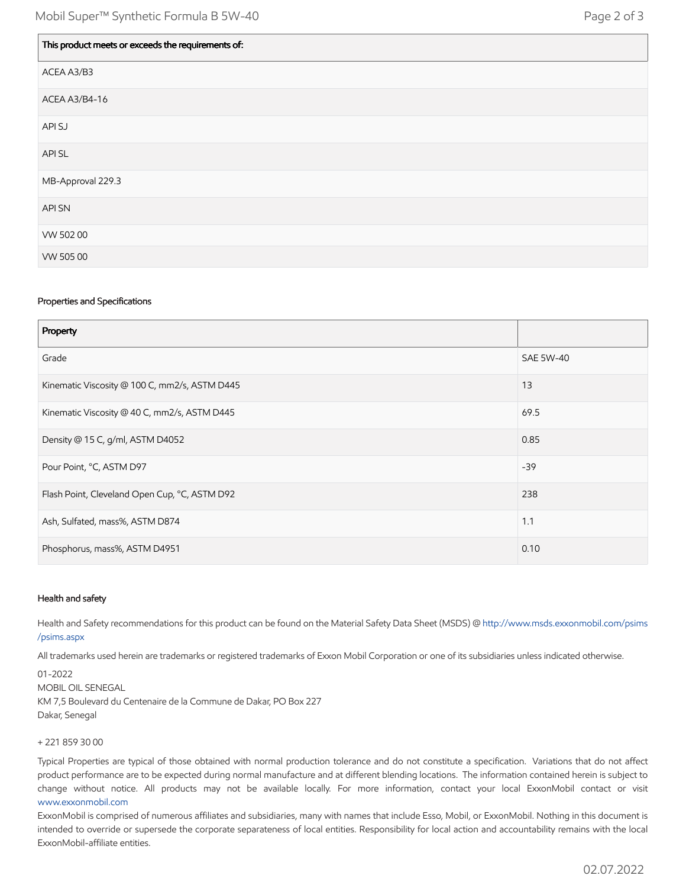| This product meets or exceeds the requirements of: |
| --- |
| ACEA A3/B3 |
| ACEA A3/B4-16 |
| API SJ |
| API SL |
| MB-Approval 229.3 |
| API SN |
| VW 502 00 |
| VW 505 00 |

### Properties and Specifications

| Property | |
| --- | --- |
| Grade | SAE 5W-40 |
| Kinematic Viscosity @ 100 C, mm2/s, ASTM D445 | 13 |
| Kinematic Viscosity @ 40 C, mm2/s, ASTM D445 | 69.5 |
| Density @ 15 C, g/ml, ASTM D4052 | 0.85 |
| Pour Point, °C, ASTM D97 | -39 |
| Flash Point, Cleveland Open Cup, °C, ASTM D92 | 238 |
| Ash, Sulfated, mass%, ASTM D874 | 1.1 |
| Phosphorus, mass%, ASTM D4951 | 0.10 |

### Health and safety

Health and Safety recommendations for this product can be found on the Material Safety Data Sheet (MSDS) @ http://www.msds.exxonmobil.com/psims/psims.aspx

All trademarks used herein are trademarks or registered trademarks of Exxon Mobil Corporation or one of its subsidiaries unless indicated otherwise.

01-2022
MOBIL OIL SENEGAL
KM 7,5 Boulevard du Centenaire de la Commune de Dakar, PO Box 227
Dakar, Senegal

+ 221 859 30 00

Typical Properties are typical of those obtained with normal production tolerance and do not constitute a specification. Variations that do not affect product performance are to be expected during normal manufacture and at different blending locations. The information contained herein is subject to change without notice. All products may not be available locally. For more information, contact your local ExxonMobil contact or visit www.exxonmobil.com

ExxonMobil is comprised of numerous affiliates and subsidiaries, many with names that include Esso, Mobil, or ExxonMobil. Nothing in this document is intended to override or supersede the corporate separateness of local entities. Responsibility for local action and accountability remains with the local ExxonMobil-affiliate entities.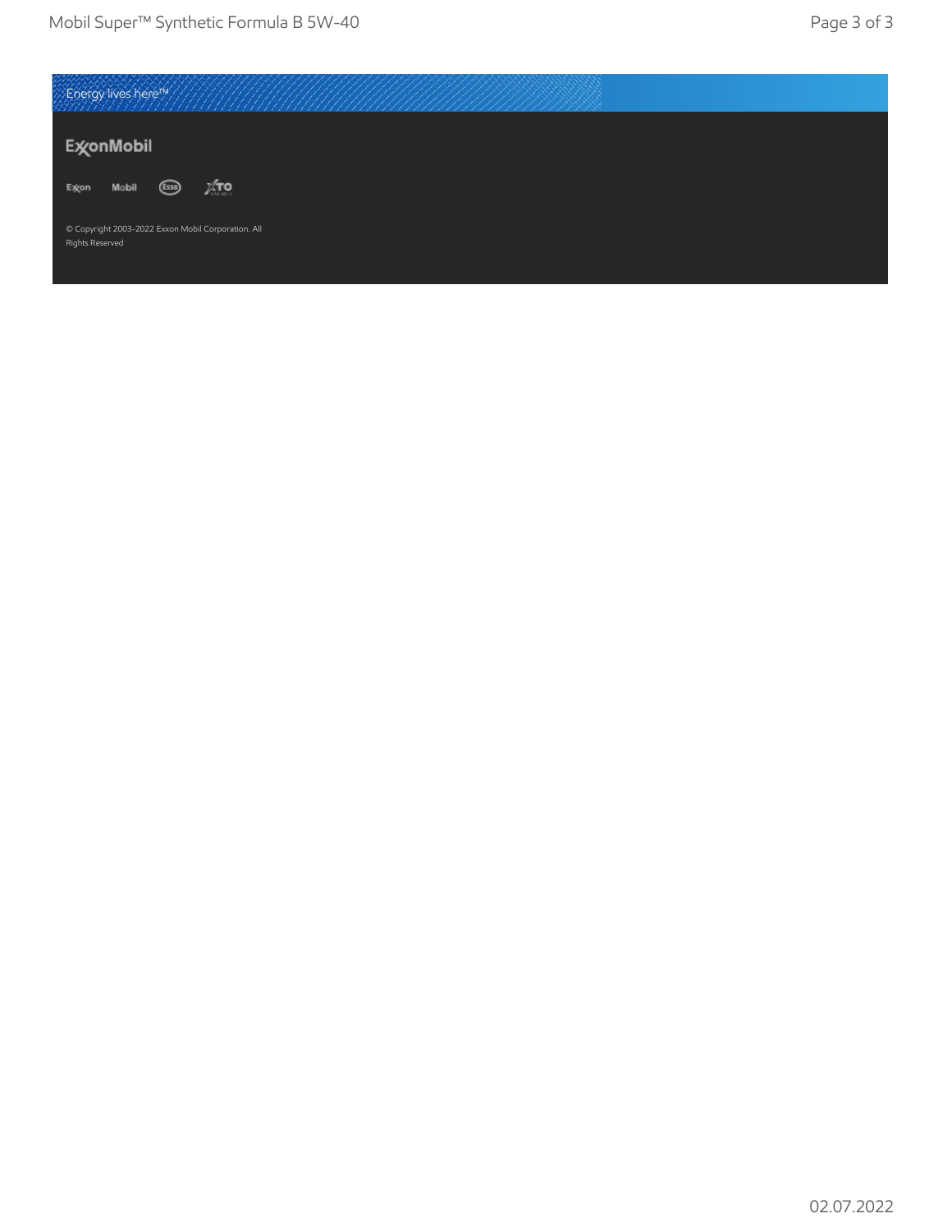Energy lives here™

ExxonMobil

Exxon Mobil Esso XTO

© Copyright 2003-2022 Exxon Mobil Corporation. All Rights Reserved